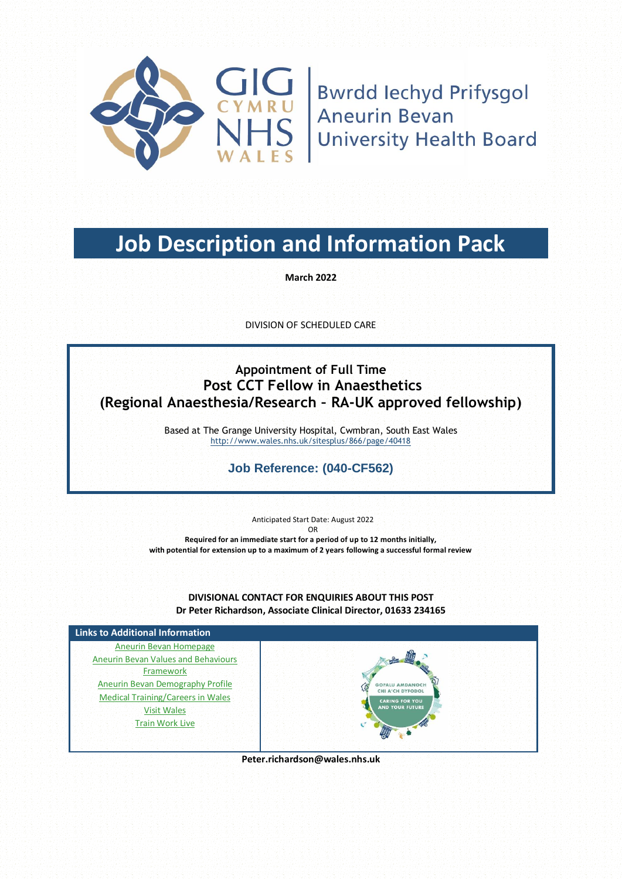Bwrdd Iechyd Prifysgol Aneurin Bevan
University Health Board

# Job Description and Information Pack

**March 2022**

DIVISION OF SCHEDULED CARE

## Appointment of Full Time
## Post CCT Fellow in Anaesthetics
## (Regional Anaesthesia/Research – RA-UK approved fellowship)

Based at The Grange University Hospital, Cwmbran, South East Wales
http://www.wales.nhs.uk/sitesplus/866/page/40418

### Job Reference: (040-CF562)

Anticipated Start Date: August 2022

OR

**Required for an immediate start for a period of up to 12 months initially, with potential for extension up to a maximum of 2 years following a successful formal review**

**DIVISIONAL CONTACT FOR ENQUIRIES ABOUT THIS POST**
**Dr Peter Richardson, Associate Clinical Director, 01633 234165**

| Links to Additional Information | |
|---|---|
| Aneurin Bevan Homepage<br>Aneurin Bevan Values and Behaviours Framework<br>Aneurin Bevan Demography Profile<br>Medical Training/Careers in Wales<br>Visit Wales<br>Train Work Live | GOFALU AMDANOCH CHI A'CH DYFODOL<br>CARING FOR YOU AND YOUR FUTURE |

**Peter.richardson@wales.nhs.uk**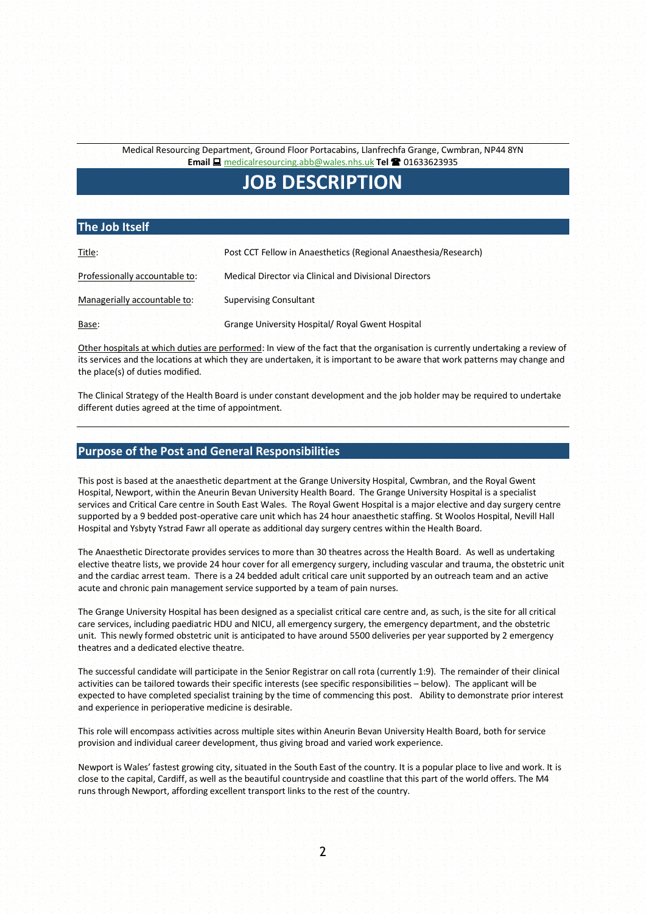Medical Resourcing Department, Ground Floor Portacabins, Llanfrechfa Grange, Cwmbran, NP44 8YN
**Email** 💻 [medicalresourcing.abb@wales.nhs.uk](mailto:medicalresourcing.abb@wales.nhs.uk) **Tel** ☎ 01633623935

# JOB DESCRIPTION

## The Job Itself

| | |
|---|---|
| Title: | Post CCT Fellow in Anaesthetics (Regional Anaesthesia/Research) |
| Professionally accountable to: | Medical Director via Clinical and Divisional Directors |
| Managerially accountable to: | Supervising Consultant |
| Base: | Grange University Hospital/ Royal Gwent Hospital |

Other hospitals at which duties are performed: In view of the fact that the organisation is currently undertaking a review of its services and the locations at which they are undertaken, it is important to be aware that work patterns may change and the place(s) of duties modified.

The Clinical Strategy of the Health Board is under constant development and the job holder may be required to undertake different duties agreed at the time of appointment.

## Purpose of the Post and General Responsibilities

This post is based at the anaesthetic department at the Grange University Hospital, Cwmbran, and the Royal Gwent Hospital, Newport, within the Aneurin Bevan University Health Board. The Grange University Hospital is a specialist services and Critical Care centre in South East Wales. The Royal Gwent Hospital is a major elective and day surgery centre supported by a 9 bedded post-operative care unit which has 24 hour anaesthetic staffing. St Woolos Hospital, Nevill Hall Hospital and Ysbyty Ystrad Fawr all operate as additional day surgery centres within the Health Board.

The Anaesthetic Directorate provides services to more than 30 theatres across the Health Board. As well as undertaking elective theatre lists, we provide 24 hour cover for all emergency surgery, including vascular and trauma, the obstetric unit and the cardiac arrest team. There is a 24 bedded adult critical care unit supported by an outreach team and an active acute and chronic pain management service supported by a team of pain nurses.

The Grange University Hospital has been designed as a specialist critical care centre and, as such, is the site for all critical care services, including paediatric HDU and NICU, all emergency surgery, the emergency department, and the obstetric unit. This newly formed obstetric unit is anticipated to have around 5500 deliveries per year supported by 2 emergency theatres and a dedicated elective theatre.

The successful candidate will participate in the Senior Registrar on call rota (currently 1:9). The remainder of their clinical activities can be tailored towards their specific interests (see specific responsibilities – below). The applicant will be expected to have completed specialist training by the time of commencing this post. Ability to demonstrate prior interest and experience in perioperative medicine is desirable.

This role will encompass activities across multiple sites within Aneurin Bevan University Health Board, both for service provision and individual career development, thus giving broad and varied work experience.

Newport is Wales' fastest growing city, situated in the South East of the country. It is a popular place to live and work. It is close to the capital, Cardiff, as well as the beautiful countryside and coastline that this part of the world offers. The M4 runs through Newport, affording excellent transport links to the rest of the country.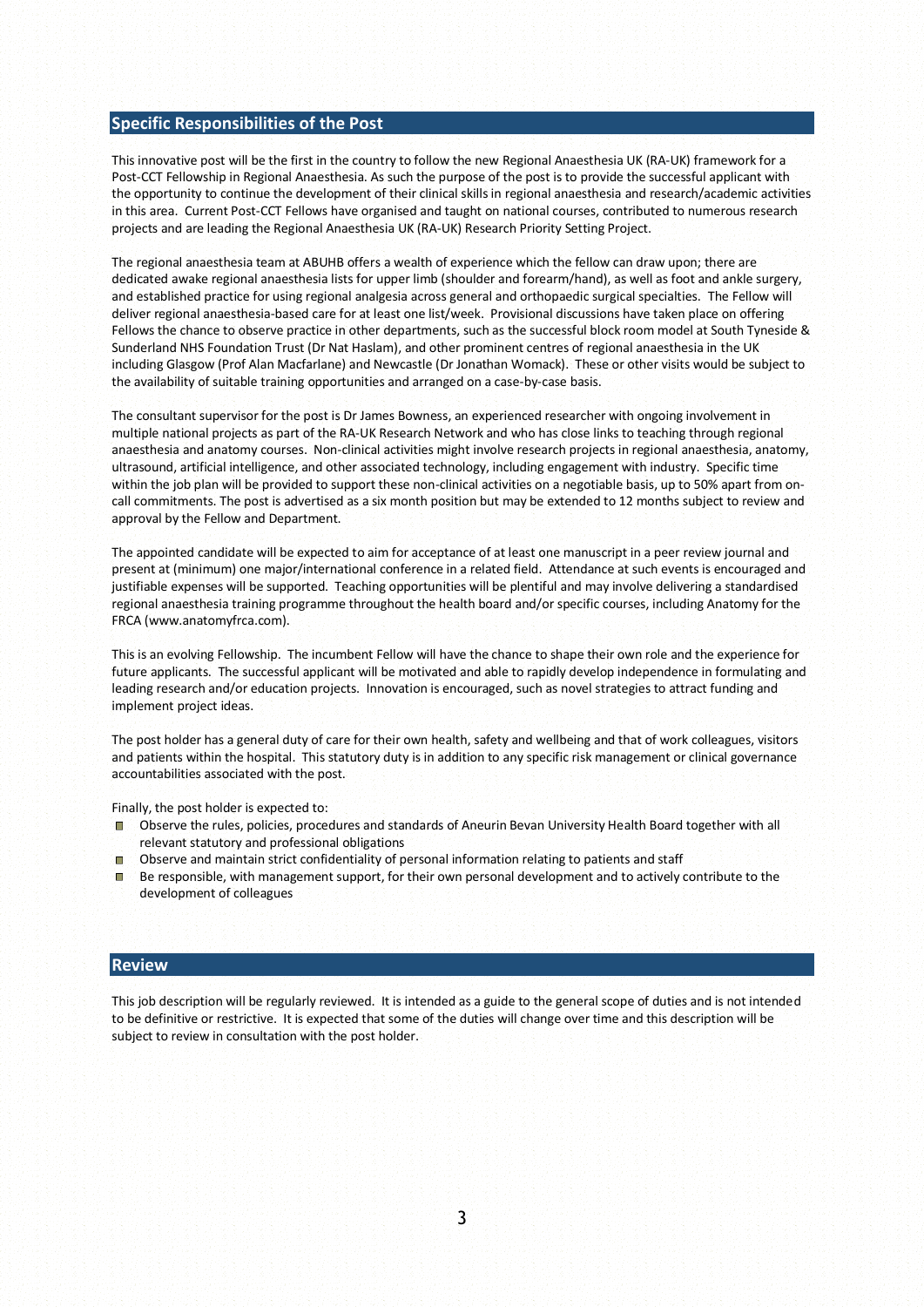## Specific Responsibilities of the Post

This innovative post will be the first in the country to follow the new Regional Anaesthesia UK (RA-UK) framework for a Post-CCT Fellowship in Regional Anaesthesia. As such the purpose of the post is to provide the successful applicant with the opportunity to continue the development of their clinical skills in regional anaesthesia and research/academic activities in this area. Current Post-CCT Fellows have organised and taught on national courses, contributed to numerous research projects and are leading the Regional Anaesthesia UK (RA-UK) Research Priority Setting Project.

The regional anaesthesia team at ABUHB offers a wealth of experience which the fellow can draw upon; there are dedicated awake regional anaesthesia lists for upper limb (shoulder and forearm/hand), as well as foot and ankle surgery, and established practice for using regional analgesia across general and orthopaedic surgical specialties. The Fellow will deliver regional anaesthesia-based care for at least one list/week. Provisional discussions have taken place on offering Fellows the chance to observe practice in other departments, such as the successful block room model at South Tyneside & Sunderland NHS Foundation Trust (Dr Nat Haslam), and other prominent centres of regional anaesthesia in the UK including Glasgow (Prof Alan Macfarlane) and Newcastle (Dr Jonathan Womack). These or other visits would be subject to the availability of suitable training opportunities and arranged on a case-by-case basis.

The consultant supervisor for the post is Dr James Bowness, an experienced researcher with ongoing involvement in multiple national projects as part of the RA-UK Research Network and who has close links to teaching through regional anaesthesia and anatomy courses. Non-clinical activities might involve research projects in regional anaesthesia, anatomy, ultrasound, artificial intelligence, and other associated technology, including engagement with industry. Specific time within the job plan will be provided to support these non-clinical activities on a negotiable basis, up to 50% apart from on-call commitments. The post is advertised as a six month position but may be extended to 12 months subject to review and approval by the Fellow and Department.

The appointed candidate will be expected to aim for acceptance of at least one manuscript in a peer review journal and present at (minimum) one major/international conference in a related field. Attendance at such events is encouraged and justifiable expenses will be supported. Teaching opportunities will be plentiful and may involve delivering a standardised regional anaesthesia training programme throughout the health board and/or specific courses, including Anatomy for the FRCA (www.anatomyfrca.com).

This is an evolving Fellowship. The incumbent Fellow will have the chance to shape their own role and the experience for future applicants. The successful applicant will be motivated and able to rapidly develop independence in formulating and leading research and/or education projects. Innovation is encouraged, such as novel strategies to attract funding and implement project ideas.

The post holder has a general duty of care for their own health, safety and wellbeing and that of work colleagues, visitors and patients within the hospital. This statutory duty is in addition to any specific risk management or clinical governance accountabilities associated with the post.

Finally, the post holder is expected to:

- Observe the rules, policies, procedures and standards of Aneurin Bevan University Health Board together with all relevant statutory and professional obligations
- Observe and maintain strict confidentiality of personal information relating to patients and staff
- Be responsible, with management support, for their own personal development and to actively contribute to the development of colleagues

## Review

This job description will be regularly reviewed. It is intended as a guide to the general scope of duties and is not intended to be definitive or restrictive. It is expected that some of the duties will change over time and this description will be subject to review in consultation with the post holder.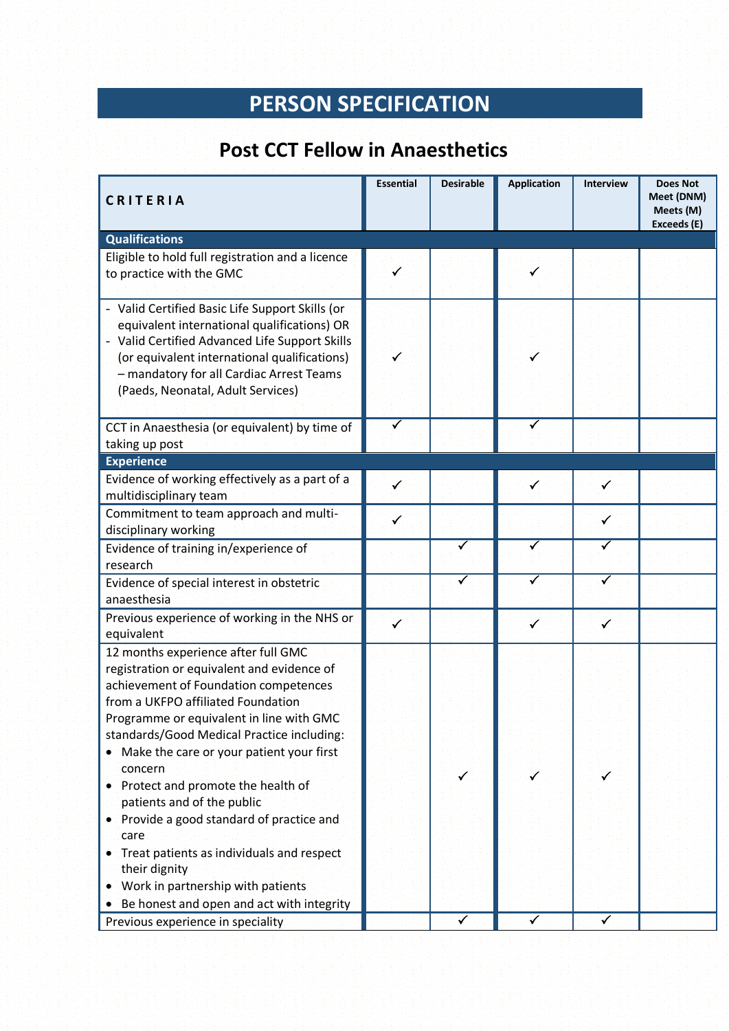# PERSON SPECIFICATION

## Post CCT Fellow in Anaesthetics

| CRITERIA | Essential | Desirable | Application | Interview | Does Not Meet (DNM) Meets (M) Exceeds (E) |
|---|---|---|---|---|---|
| **Qualifications** | | | | | |
| Eligible to hold full registration and a licence to practice with the GMC | ✓ | | ✓ | | |
| - Valid Certified Basic Life Support Skills (or equivalent international qualifications) OR<br>- Valid Certified Advanced Life Support Skills (or equivalent international qualifications) – mandatory for all Cardiac Arrest Teams (Paeds, Neonatal, Adult Services) | ✓ | | ✓ | | |
| CCT in Anaesthesia (or equivalent) by time of taking up post | ✓ | | ✓ | | |
| **Experience** | | | | | |
| Evidence of working effectively as a part of a multidisciplinary team | ✓ | | ✓ | ✓ | |
| Commitment to team approach and multi-disciplinary working | ✓ | | | ✓ | |
| Evidence of training in/experience of research | | ✓ | ✓ | ✓ | |
| Evidence of special interest in obstetric anaesthesia | | ✓ | ✓ | ✓ | |
| Previous experience of working in the NHS or equivalent | ✓ | | ✓ | ✓ | |
| 12 months experience after full GMC registration or equivalent and evidence of achievement of Foundation competences from a UKFPO affiliated Foundation Programme or equivalent in line with GMC standards/Good Medical Practice including:<br>• Make the care or your patient your first concern<br>• Protect and promote the health of patients and of the public<br>• Provide a good standard of practice and care<br>• Treat patients as individuals and respect their dignity<br>• Work in partnership with patients<br>• Be honest and open and act with integrity | | ✓ | ✓ | ✓ | |
| Previous experience in speciality | | ✓ | ✓ | ✓ | |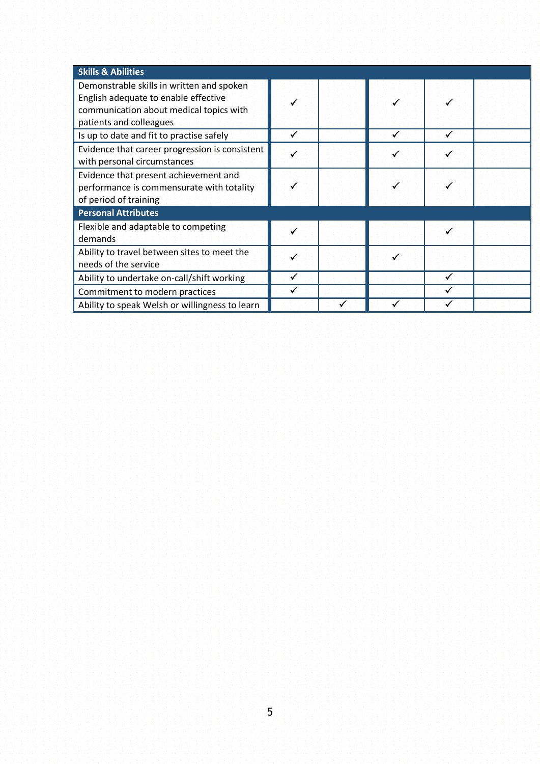| Skills & Abilities | | | | | |
|---|---|---|---|---|---|
| Demonstrable skills in written and spoken English adequate to enable effective communication about medical topics with patients and colleagues | ✓ | | ✓ | ✓ | |
| Is up to date and fit to practise safely | ✓ | | ✓ | ✓ | |
| Evidence that career progression is consistent with personal circumstances | ✓ | | ✓ | ✓ | |
| Evidence that present achievement and performance is commensurate with totality of period of training | ✓ | | ✓ | ✓ | |
| **Personal Attributes** | | | | | |
| Flexible and adaptable to competing demands | ✓ | | | ✓ | |
| Ability to travel between sites to meet the needs of the service | ✓ | | ✓ | | |
| Ability to undertake on-call/shift working | ✓ | | | ✓ | |
| Commitment to modern practices | ✓ | | | ✓ | |
| Ability to speak Welsh or willingness to learn | | ✓ | ✓ | ✓ | |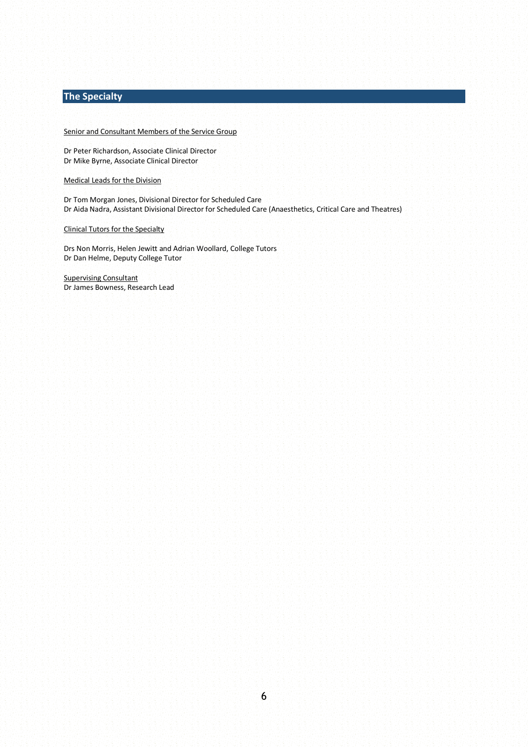## The Specialty

Senior and Consultant Members of the Service Group

Dr Peter Richardson, Associate Clinical Director
Dr Mike Byrne, Associate Clinical Director

Medical Leads for the Division

Dr Tom Morgan Jones, Divisional Director for Scheduled Care
Dr Aida Nadra, Assistant Divisional Director for Scheduled Care (Anaesthetics, Critical Care and Theatres)

Clinical Tutors for the Specialty

Drs Non Morris, Helen Jewitt and Adrian Woollard, College Tutors
Dr Dan Helme, Deputy College Tutor

Supervising Consultant
Dr James Bowness, Research Lead